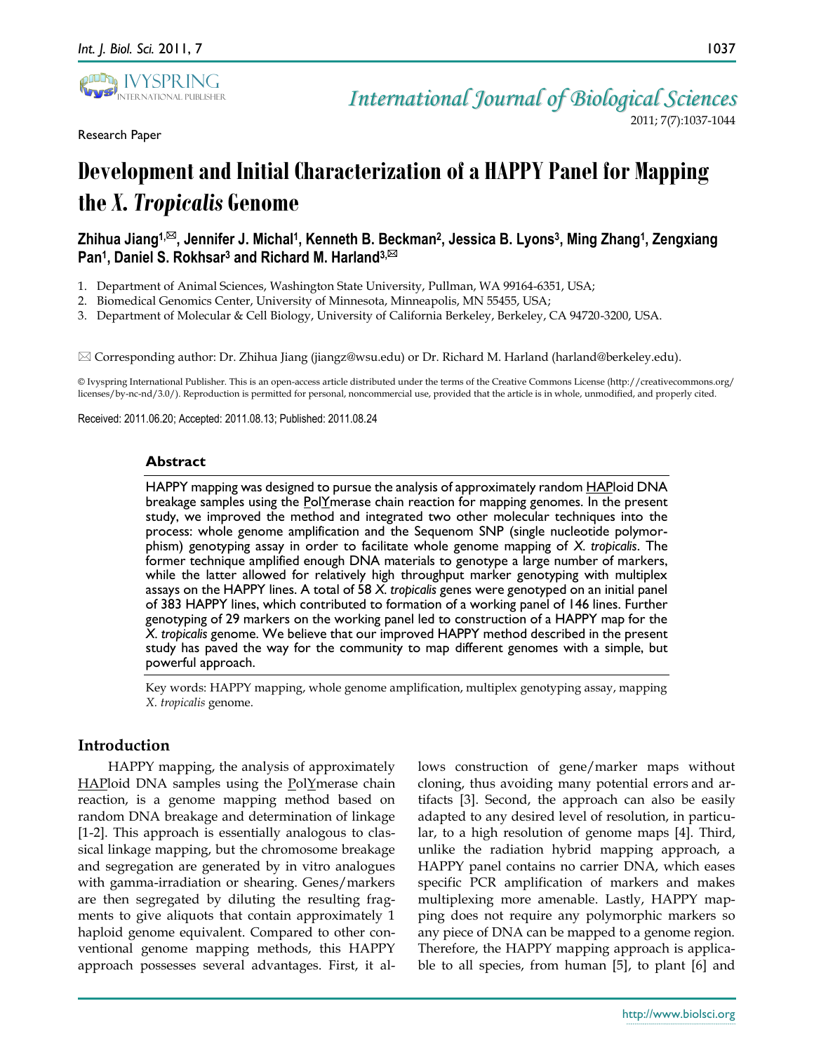Research Paper

# Development and Initial Characterization of a HAPPY Panel for Mapping the *X. Tropicalis* Genome

**Zhihua Jiang[1,✉], Jennifer J. Michal[1], Kenneth B. Beckman[2], Jessica B. Lyons[3], Ming Zhang[1], Zengxiang Pan[1], Daniel S. Rokhsar[3] and Richard M. Harland[3,✉]**

1. Department of Animal Sciences, Washington State University, Pullman, WA 99164-6351, USA;
2. Biomedical Genomics Center, University of Minnesota, Minneapolis, MN 55455, USA;
3. Department of Molecular & Cell Biology, University of California Berkeley, Berkeley, CA 94720-3200, USA.

✉ Corresponding author: Dr. Zhihua Jiang (jiangz@wsu.edu) or Dr. Richard M. Harland (harland@berkeley.edu).

© Ivyspring International Publisher. This is an open-access article distributed under the terms of the Creative Commons License (http://creativecommons.org/licenses/by-nc-nd/3.0/). Reproduction is permitted for personal, noncommercial use, provided that the article is in whole, unmodified, and properly cited.

Received: 2011.06.20; Accepted: 2011.08.13; Published: 2011.08.24

## Abstract

HAPPY mapping was designed to pursue the analysis of approximately random HAPloid DNA breakage samples using the PolYmerase chain reaction for mapping genomes. In the present study, we improved the method and integrated two other molecular techniques into the process: whole genome amplification and the Sequenom SNP (single nucleotide polymorphism) genotyping assay in order to facilitate whole genome mapping of *X. tropicalis*. The former technique amplified enough DNA materials to genotype a large number of markers, while the latter allowed for relatively high throughput marker genotyping with multiplex assays on the HAPPY lines. A total of 58 *X. tropicalis* genes were genotyped on an initial panel of 383 HAPPY lines, which contributed to formation of a working panel of 146 lines. Further genotyping of 29 markers on the working panel led to construction of a HAPPY map for the *X. tropicalis* genome. We believe that our improved HAPPY method described in the present study has paved the way for the community to map different genomes with a simple, but powerful approach.

Key words: HAPPY mapping, whole genome amplification, multiplex genotyping assay, mapping *X. tropicalis* genome.

## Introduction

HAPPY mapping, the analysis of approximately HAPloid DNA samples using the PolYmerase chain reaction, is a genome mapping method based on random DNA breakage and determination of linkage [1-2]. This approach is essentially analogous to classical linkage mapping, but the chromosome breakage and segregation are generated by in vitro analogues with gamma-irradiation or shearing. Genes/markers are then segregated by diluting the resulting fragments to give aliquots that contain approximately 1 haploid genome equivalent. Compared to other conventional genome mapping methods, this HAPPY approach possesses several advantages. First, it allows construction of gene/marker maps without cloning, thus avoiding many potential errors and artifacts [3]. Second, the approach can also be easily adapted to any desired level of resolution, in particular, to a high resolution of genome maps [4]. Third, unlike the radiation hybrid mapping approach, a HAPPY panel contains no carrier DNA, which eases specific PCR amplification of markers and makes multiplexing more amenable. Lastly, HAPPY mapping does not require any polymorphic markers so any piece of DNA can be mapped to a genome region. Therefore, the HAPPY mapping approach is applicable to all species, from human [5], to plant [6] and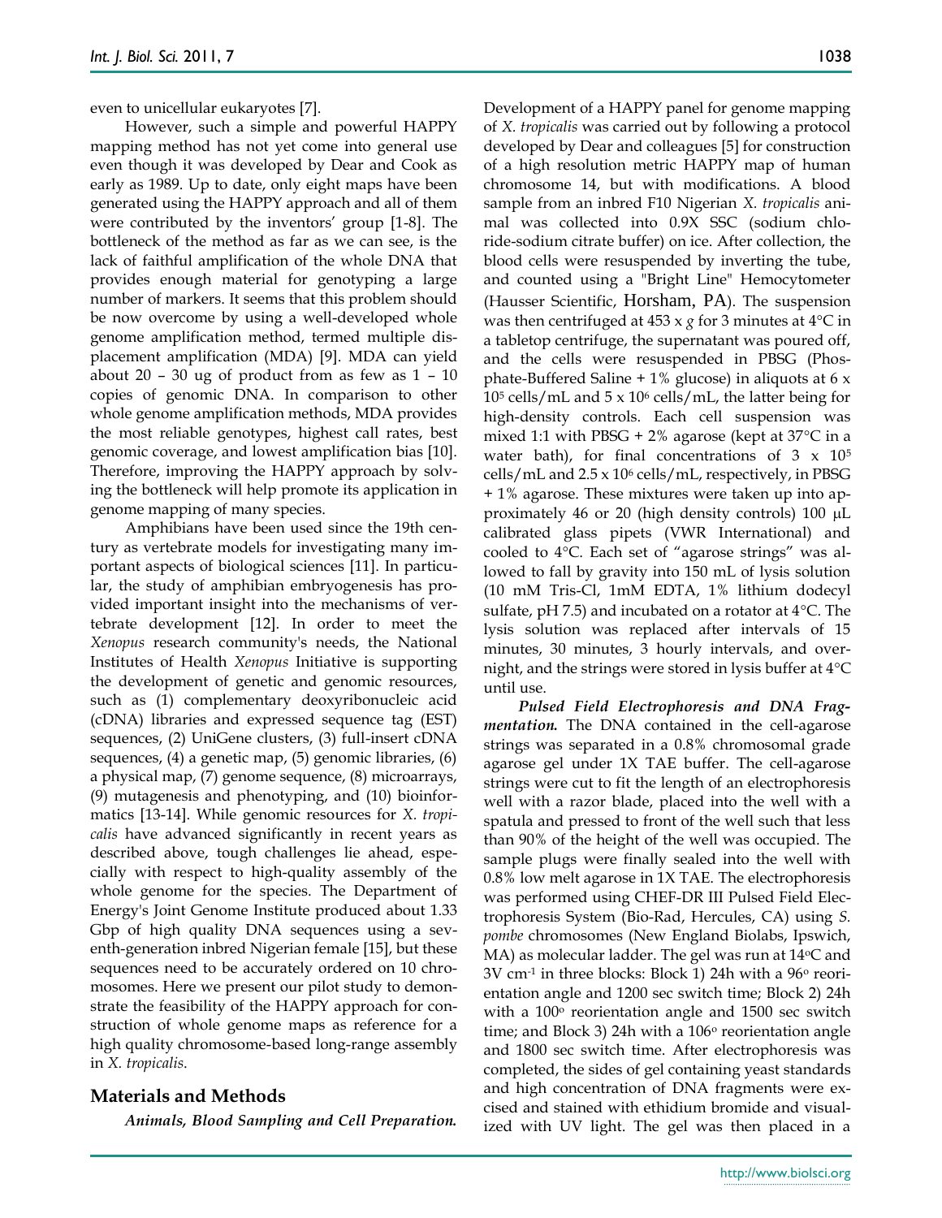even to unicellular eukaryotes [7].

However, such a simple and powerful HAPPY mapping method has not yet come into general use even though it was developed by Dear and Cook as early as 1989. Up to date, only eight maps have been generated using the HAPPY approach and all of them were contributed by the inventors' group [1-8]. The bottleneck of the method as far as we can see, is the lack of faithful amplification of the whole DNA that provides enough material for genotyping a large number of markers. It seems that this problem should be now overcome by using a well-developed whole genome amplification method, termed multiple displacement amplification (MDA) [9]. MDA can yield about 20 – 30 ug of product from as few as 1 – 10 copies of genomic DNA. In comparison to other whole genome amplification methods, MDA provides the most reliable genotypes, highest call rates, best genomic coverage, and lowest amplification bias [10]. Therefore, improving the HAPPY approach by solving the bottleneck will help promote its application in genome mapping of many species.

Amphibians have been used since the 19th century as vertebrate models for investigating many important aspects of biological sciences [11]. In particular, the study of amphibian embryogenesis has provided important insight into the mechanisms of vertebrate development [12]. In order to meet the *Xenopus* research community's needs, the National Institutes of Health *Xenopus* Initiative is supporting the development of genetic and genomic resources, such as (1) complementary deoxyribonucleic acid (cDNA) libraries and expressed sequence tag (EST) sequences, (2) UniGene clusters, (3) full-insert cDNA sequences, (4) a genetic map, (5) genomic libraries, (6) a physical map, (7) genome sequence, (8) microarrays, (9) mutagenesis and phenotyping, and (10) bioinformatics [13-14]. While genomic resources for *X. tropicalis* have advanced significantly in recent years as described above, tough challenges lie ahead, especially with respect to high-quality assembly of the whole genome for the species. The Department of Energy's Joint Genome Institute produced about 1.33 Gbp of high quality DNA sequences using a seventh-generation inbred Nigerian female [15], but these sequences need to be accurately ordered on 10 chromosomes. Here we present our pilot study to demonstrate the feasibility of the HAPPY approach for construction of whole genome maps as reference for a high quality chromosome-based long-range assembly in *X. tropicalis*.

## Materials and Methods

***Animals, Blood Sampling and Cell Preparation.*** Development of a HAPPY panel for genome mapping of *X. tropicalis* was carried out by following a protocol developed by Dear and colleagues [5] for construction of a high resolution metric HAPPY map of human chromosome 14, but with modifications. A blood sample from an inbred F10 Nigerian *X. tropicalis* animal was collected into 0.9X SSC (sodium chloride-sodium citrate buffer) on ice. After collection, the blood cells were resuspended by inverting the tube, and counted using a "Bright Line" Hemocytometer (Hausser Scientific, Horsham, PA). The suspension was then centrifuged at 453 x *g* for 3 minutes at 4°C in a tabletop centrifuge, the supernatant was poured off, and the cells were resuspended in PBSG (Phosphate-Buffered Saline + 1% glucose) in aliquots at $6 \times 10^5$ cells/mL and $5 \times 10^6$ cells/mL, the latter being for high-density controls. Each cell suspension was mixed 1:1 with PBSG + 2% agarose (kept at 37°C in a water bath), for final concentrations of $3 \times 10^5$ cells/mL and $2.5 \times 10^6$ cells/mL, respectively, in PBSG + 1% agarose. These mixtures were taken up into approximately 46 or 20 (high density controls) 100 μL calibrated glass pipets (VWR International) and cooled to 4°C. Each set of "agarose strings" was allowed to fall by gravity into 150 mL of lysis solution (10 mM Tris-Cl, 1mM EDTA, 1% lithium dodecyl sulfate, pH 7.5) and incubated on a rotator at 4°C. The lysis solution was replaced after intervals of 15 minutes, 30 minutes, 3 hourly intervals, and overnight, and the strings were stored in lysis buffer at 4°C until use.

***Pulsed Field Electrophoresis and DNA Fragmentation.*** The DNA contained in the cell-agarose strings was separated in a 0.8% chromosomal grade agarose gel under 1X TAE buffer. The cell-agarose strings were cut to fit the length of an electrophoresis well with a razor blade, placed into the well with a spatula and pressed to front of the well such that less than 90% of the height of the well was occupied. The sample plugs were finally sealed into the well with 0.8% low melt agarose in 1X TAE. The electrophoresis was performed using CHEF-DR III Pulsed Field Electrophoresis System (Bio-Rad, Hercules, CA) using *S. pombe* chromosomes (New England Biolabs, Ipswich, MA) as molecular ladder. The gel was run at 14°C and 3V cm$^{-1}$ in three blocks: Block 1) 24h with a 96° reorientation angle and 1200 sec switch time; Block 2) 24h with a 100° reorientation angle and 1500 sec switch time; and Block 3) 24h with a 106° reorientation angle and 1800 sec switch time. After electrophoresis was completed, the sides of gel containing yeast standards and high concentration of DNA fragments were excised and stained with ethidium bromide and visualized with UV light. The gel was then placed in a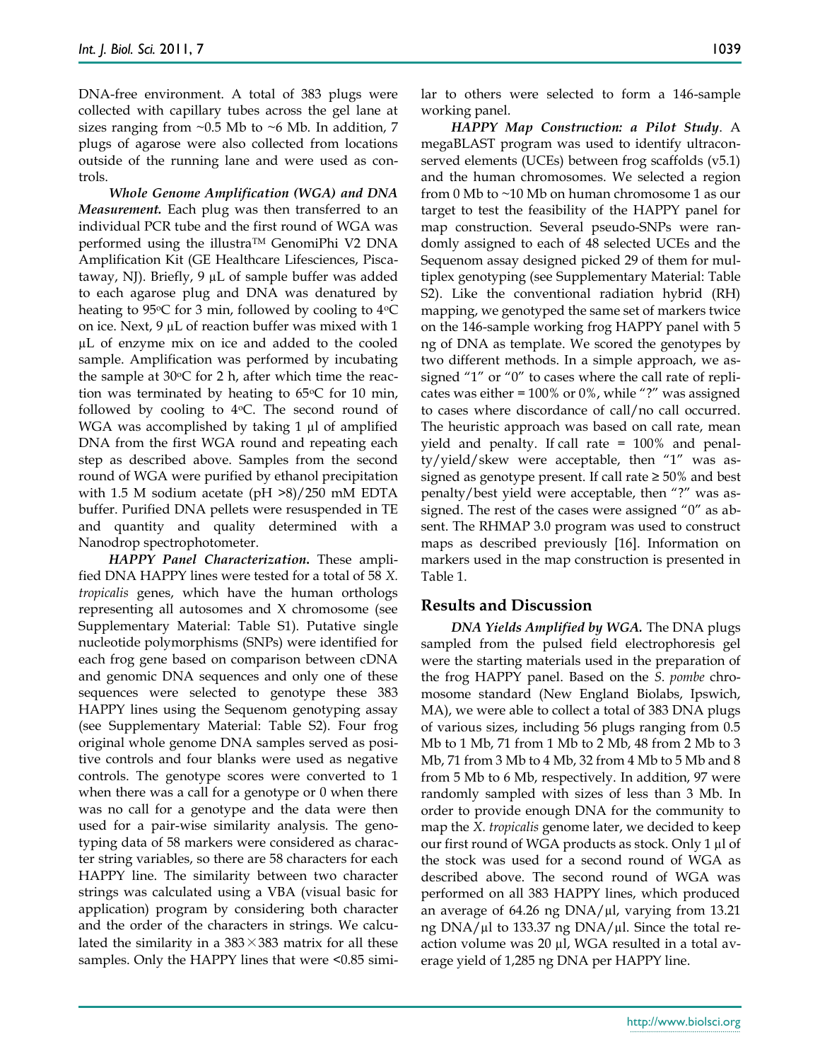DNA-free environment. A total of 383 plugs were collected with capillary tubes across the gel lane at sizes ranging from ~0.5 Mb to ~6 Mb. In addition, 7 plugs of agarose were also collected from locations outside of the running lane and were used as controls.

***Whole Genome Amplification (WGA) and DNA Measurement.*** Each plug was then transferred to an individual PCR tube and the first round of WGA was performed using the illustra™ GenomiPhi V2 DNA Amplification Kit (GE Healthcare Lifesciences, Piscataway, NJ). Briefly, 9 µL of sample buffer was added to each agarose plug and DNA was denatured by heating to 95°C for 3 min, followed by cooling to 4°C on ice. Next, 9 µL of reaction buffer was mixed with 1 µL of enzyme mix on ice and added to the cooled sample. Amplification was performed by incubating the sample at 30°C for 2 h, after which time the reaction was terminated by heating to 65°C for 10 min, followed by cooling to 4°C. The second round of WGA was accomplished by taking 1 µl of amplified DNA from the first WGA round and repeating each step as described above. Samples from the second round of WGA were purified by ethanol precipitation with 1.5 M sodium acetate (pH >8)/250 mM EDTA buffer. Purified DNA pellets were resuspended in TE and quantity and quality determined with a Nanodrop spectrophotometer.

***HAPPY Panel Characterization.*** These amplified DNA HAPPY lines were tested for a total of 58 *X. tropicalis* genes, which have the human orthologs representing all autosomes and X chromosome (see Supplementary Material: Table S1). Putative single nucleotide polymorphisms (SNPs) were identified for each frog gene based on comparison between cDNA and genomic DNA sequences and only one of these sequences were selected to genotype these 383 HAPPY lines using the Sequenom genotyping assay (see Supplementary Material: Table S2). Four frog original whole genome DNA samples served as positive controls and four blanks were used as negative controls. The genotype scores were converted to 1 when there was a call for a genotype or 0 when there was no call for a genotype and the data were then used for a pair-wise similarity analysis. The genotyping data of 58 markers were considered as character string variables, so there are 58 characters for each HAPPY line. The similarity between two character strings was calculated using a VBA (visual basic for application) program by considering both character and the order of the characters in strings. We calculated the similarity in a $383 \times 383$ matrix for all these samples. Only the HAPPY lines that were <0.85 similar to others were selected to form a 146-sample working panel.

***HAPPY Map Construction: a Pilot Study***. A megaBLAST program was used to identify ultraconserved elements (UCEs) between frog scaffolds (v5.1) and the human chromosomes. We selected a region from 0 Mb to ~10 Mb on human chromosome 1 as our target to test the feasibility of the HAPPY panel for map construction. Several pseudo-SNPs were randomly assigned to each of 48 selected UCEs and the Sequenom assay designed picked 29 of them for multiplex genotyping (see Supplementary Material: Table S2). Like the conventional radiation hybrid (RH) mapping, we genotyped the same set of markers twice on the 146-sample working frog HAPPY panel with 5 ng of DNA as template. We scored the genotypes by two different methods. In a simple approach, we assigned "1" or "0" to cases where the call rate of replicates was either = 100% or 0%, while "?" was assigned to cases where discordance of call/no call occurred. The heuristic approach was based on call rate, mean yield and penalty. If call rate = 100% and penalty/yield/skew were acceptable, then "1" was assigned as genotype present. If call rate ≥ 50% and best penalty/best yield were acceptable, then "?" was assigned. The rest of the cases were assigned "0" as absent. The RHMAP 3.0 program was used to construct maps as described previously [16]. Information on markers used in the map construction is presented in Table 1.

## Results and Discussion

***DNA Yields Amplified by WGA.*** The DNA plugs sampled from the pulsed field electrophoresis gel were the starting materials used in the preparation of the frog HAPPY panel. Based on the *S. pombe* chromosome standard (New England Biolabs, Ipswich, MA), we were able to collect a total of 383 DNA plugs of various sizes, including 56 plugs ranging from 0.5 Mb to 1 Mb, 71 from 1 Mb to 2 Mb, 48 from 2 Mb to 3 Mb, 71 from 3 Mb to 4 Mb, 32 from 4 Mb to 5 Mb and 8 from 5 Mb to 6 Mb, respectively. In addition, 97 were randomly sampled with sizes of less than 3 Mb. In order to provide enough DNA for the community to map the *X. tropicalis* genome later, we decided to keep our first round of WGA products as stock. Only 1 µl of the stock was used for a second round of WGA as described above. The second round of WGA was performed on all 383 HAPPY lines, which produced an average of 64.26 ng DNA/µl, varying from 13.21 ng DNA/µl to 133.37 ng DNA/µl. Since the total reaction volume was 20 µl, WGA resulted in a total average yield of 1,285 ng DNA per HAPPY line.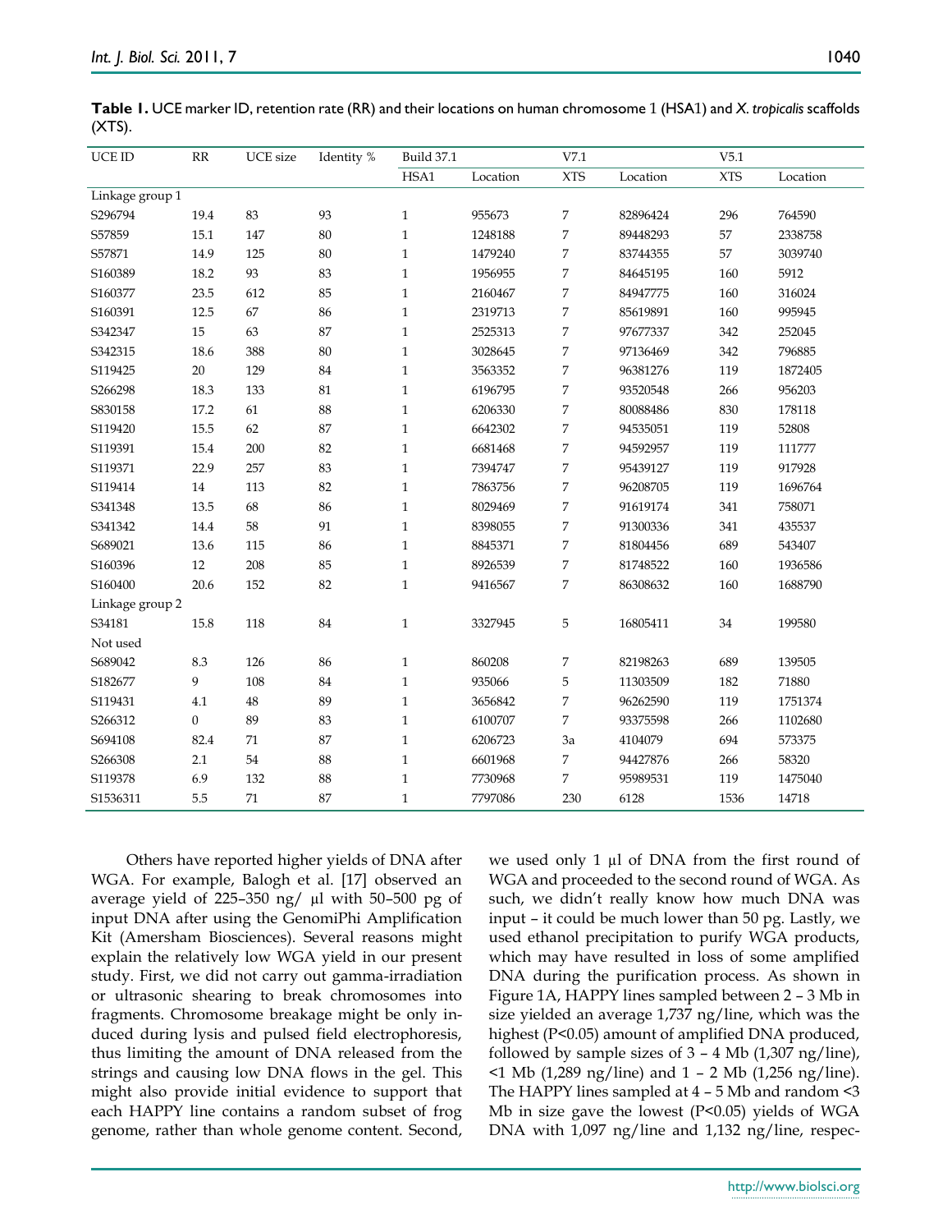**Table 1.** UCE marker ID, retention rate (RR) and their locations on human chromosome 1 (HSA1) and *X. tropicalis* scaffolds (XTS).

| UCE ID | RR | UCE size | Identity % | Build 37.1 | | V7.1 | | V5.1 | |
|---|---|---|---|---|---|---|---|---|---|
| | | | | HSA1 | Location | XTS | Location | XTS | Location |
| Linkage group 1 | | | | | | | | | |
| S296794 | 19.4 | 83 | 93 | 1 | 955673 | 7 | 82896424 | 296 | 764590 |
| S57859 | 15.1 | 147 | 80 | 1 | 1248188 | 7 | 89448293 | 57 | 2338758 |
| S57871 | 14.9 | 125 | 80 | 1 | 1479240 | 7 | 83744355 | 57 | 3039740 |
| S160389 | 18.2 | 93 | 83 | 1 | 1956955 | 7 | 84645195 | 160 | 5912 |
| S160377 | 23.5 | 612 | 85 | 1 | 2160467 | 7 | 84947775 | 160 | 316024 |
| S160391 | 12.5 | 67 | 86 | 1 | 2319713 | 7 | 85619891 | 160 | 995945 |
| S342347 | 15 | 63 | 87 | 1 | 2525313 | 7 | 97677337 | 342 | 252045 |
| S342315 | 18.6 | 388 | 80 | 1 | 3028645 | 7 | 97136469 | 342 | 796885 |
| S119425 | 20 | 129 | 84 | 1 | 3563352 | 7 | 96381276 | 119 | 1872405 |
| S266298 | 18.3 | 133 | 81 | 1 | 6196795 | 7 | 93520548 | 266 | 956203 |
| S830158 | 17.2 | 61 | 88 | 1 | 6206330 | 7 | 80088486 | 830 | 178118 |
| S119420 | 15.5 | 62 | 87 | 1 | 6642302 | 7 | 94535051 | 119 | 52808 |
| S119391 | 15.4 | 200 | 82 | 1 | 6681468 | 7 | 94592957 | 119 | 111777 |
| S119371 | 22.9 | 257 | 83 | 1 | 7394747 | 7 | 95439127 | 119 | 917928 |
| S119414 | 14 | 113 | 82 | 1 | 7863756 | 7 | 96208705 | 119 | 1696764 |
| S341348 | 13.5 | 68 | 86 | 1 | 8029469 | 7 | 91619174 | 341 | 758071 |
| S341342 | 14.4 | 58 | 91 | 1 | 8398055 | 7 | 91300336 | 341 | 435537 |
| S689021 | 13.6 | 115 | 86 | 1 | 8845371 | 7 | 81804456 | 689 | 543407 |
| S160396 | 12 | 208 | 85 | 1 | 8926539 | 7 | 81748522 | 160 | 1936586 |
| S160400 | 20.6 | 152 | 82 | 1 | 9416567 | 7 | 86308632 | 160 | 1688790 |
| Linkage group 2 | | | | | | | | | |
| S34181 | 15.8 | 118 | 84 | 1 | 3327945 | 5 | 16805411 | 34 | 199580 |
| Not used | | | | | | | | | |
| S689042 | 8.3 | 126 | 86 | 1 | 860208 | 7 | 82198263 | 689 | 139505 |
| S182677 | 9 | 108 | 84 | 1 | 935066 | 5 | 11303509 | 182 | 71880 |
| S119431 | 4.1 | 48 | 89 | 1 | 3656842 | 7 | 96262590 | 119 | 1751374 |
| S266312 | 0 | 89 | 83 | 1 | 6100707 | 7 | 93375598 | 266 | 1102680 |
| S694108 | 82.4 | 71 | 87 | 1 | 6206723 | 3a | 4104079 | 694 | 573375 |
| S266308 | 2.1 | 54 | 88 | 1 | 6601968 | 7 | 94427876 | 266 | 58320 |
| S119378 | 6.9 | 132 | 88 | 1 | 7730968 | 7 | 95989531 | 119 | 1475040 |
| S1536311 | 5.5 | 71 | 87 | 1 | 7797086 | 230 | 6128 | 1536 | 14718 |

Others have reported higher yields of DNA after WGA. For example, Balogh et al. [17] observed an average yield of 225–350 ng/ µl with 50–500 pg of input DNA after using the GenomiPhi Amplification Kit (Amersham Biosciences). Several reasons might explain the relatively low WGA yield in our present study. First, we did not carry out gamma-irradiation or ultrasonic shearing to break chromosomes into fragments. Chromosome breakage might be only induced during lysis and pulsed field electrophoresis, thus limiting the amount of DNA released from the strings and causing low DNA flows in the gel. This might also provide initial evidence to support that each HAPPY line contains a random subset of frog genome, rather than whole genome content. Second, we used only 1 µl of DNA from the first round of WGA and proceeded to the second round of WGA. As such, we didn't really know how much DNA was input – it could be much lower than 50 pg. Lastly, we used ethanol precipitation to purify WGA products, which may have resulted in loss of some amplified DNA during the purification process. As shown in Figure 1A, HAPPY lines sampled between 2 – 3 Mb in size yielded an average 1,737 ng/line, which was the highest ($P<0.05$) amount of amplified DNA produced, followed by sample sizes of 3 – 4 Mb (1,307 ng/line), <1 Mb (1,289 ng/line) and 1 – 2 Mb (1,256 ng/line). The HAPPY lines sampled at 4 – 5 Mb and random <3 Mb in size gave the lowest ($P<0.05$) yields of WGA DNA with 1,097 ng/line and 1,132 ng/line, respec-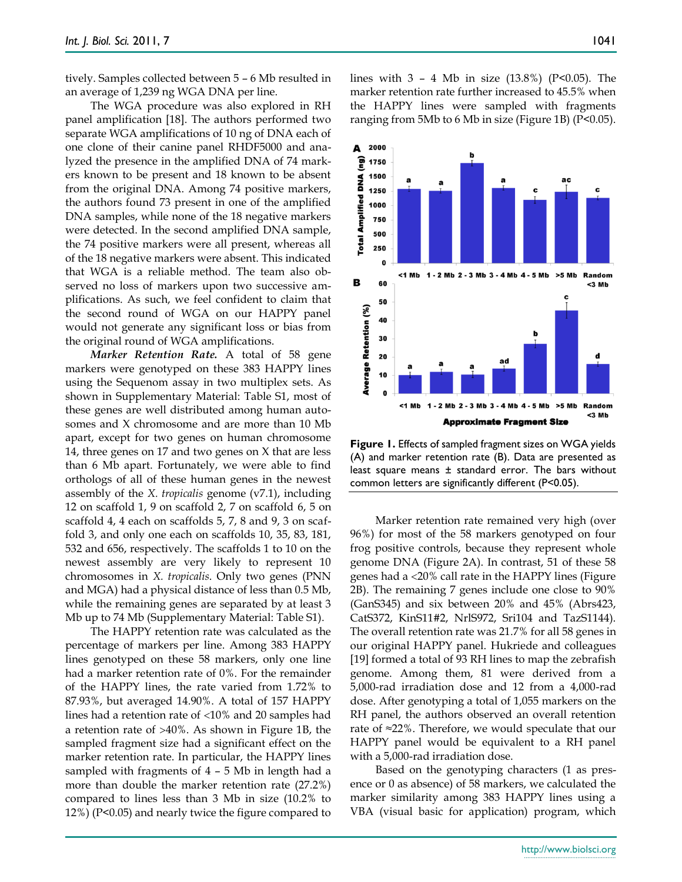tively. Samples collected between 5 – 6 Mb resulted in an average of 1,239 ng WGA DNA per line.

The WGA procedure was also explored in RH panel amplification [18]. The authors performed two separate WGA amplifications of 10 ng of DNA each of one clone of their canine panel RHDF5000 and analyzed the presence in the amplified DNA of 74 markers known to be present and 18 known to be absent from the original DNA. Among 74 positive markers, the authors found 73 present in one of the amplified DNA samples, while none of the 18 negative markers were detected. In the second amplified DNA sample, the 74 positive markers were all present, whereas all of the 18 negative markers were absent. This indicated that WGA is a reliable method. The team also observed no loss of markers upon two successive amplifications. As such, we feel confident to claim that the second round of WGA on our HAPPY panel would not generate any significant loss or bias from the original round of WGA amplifications.

***Marker Retention Rate.*** A total of 58 gene markers were genotyped on these 383 HAPPY lines using the Sequenom assay in two multiplex sets. As shown in Supplementary Material: Table S1, most of these genes are well distributed among human autosomes and X chromosome and are more than 10 Mb apart, except for two genes on human chromosome 14, three genes on 17 and two genes on X that are less than 6 Mb apart. Fortunately, we were able to find orthologs of all of these human genes in the newest assembly of the *X. tropicalis* genome (v7.1), including 12 on scaffold 1, 9 on scaffold 2, 7 on scaffold 6, 5 on scaffold 4, 4 each on scaffolds 5, 7, 8 and 9, 3 on scaffold 3, and only one each on scaffolds 10, 35, 83, 181, 532 and 656, respectively. The scaffolds 1 to 10 on the newest assembly are very likely to represent 10 chromosomes in *X. tropicalis*. Only two genes (PNN and MGA) had a physical distance of less than 0.5 Mb, while the remaining genes are separated by at least 3 Mb up to 74 Mb (Supplementary Material: Table S1).

The HAPPY retention rate was calculated as the percentage of markers per line. Among 383 HAPPY lines genotyped on these 58 markers, only one line had a marker retention rate of 0%. For the remainder of the HAPPY lines, the rate varied from 1.72% to 87.93%, but averaged 14.90%. A total of 157 HAPPY lines had a retention rate of <10% and 20 samples had a retention rate of >40%. As shown in Figure 1B, the sampled fragment size had a significant effect on the marker retention rate. In particular, the HAPPY lines sampled with fragments of 4 – 5 Mb in length had a more than double the marker retention rate (27.2%) compared to lines less than 3 Mb in size (10.2% to 12%) ($P<0.05$) and nearly twice the figure compared to lines with 3 – 4 Mb in size (13.8%) ($P<0.05$). The marker retention rate further increased to 45.5% when the HAPPY lines were sampled with fragments ranging from 5Mb to 6 Mb in size (Figure 1B) ($P<0.05$).

**Figure 1.** Effects of sampled fragment sizes on WGA yields (A) and marker retention rate (B). Data are presented as least square means ± standard error. The bars without common letters are significantly different ($P<0.05$).

Marker retention rate remained very high (over 96%) for most of the 58 markers genotyped on four frog positive controls, because they represent whole genome DNA (Figure 2A). In contrast, 51 of these 58 genes had a <20% call rate in the HAPPY lines (Figure 2B). The remaining 7 genes include one close to 90% (GanS345) and six between 20% and 45% (Abrs423, CatS372, KinS11#2, NrlS972, Sri104 and TazS1144). The overall retention rate was 21.7% for all 58 genes in our original HAPPY panel. Hukriede and colleagues [19] formed a total of 93 RH lines to map the zebrafish genome. Among them, 81 were derived from a 5,000-rad irradiation dose and 12 from a 4,000-rad dose. After genotyping a total of 1,055 markers on the RH panel, the authors observed an overall retention rate of ≈22%. Therefore, we would speculate that our HAPPY panel would be equivalent to a RH panel with a 5,000-rad irradiation dose.

Based on the genotyping characters (1 as presence or 0 as absence) of 58 markers, we calculated the marker similarity among 383 HAPPY lines using a VBA (visual basic for application) program, which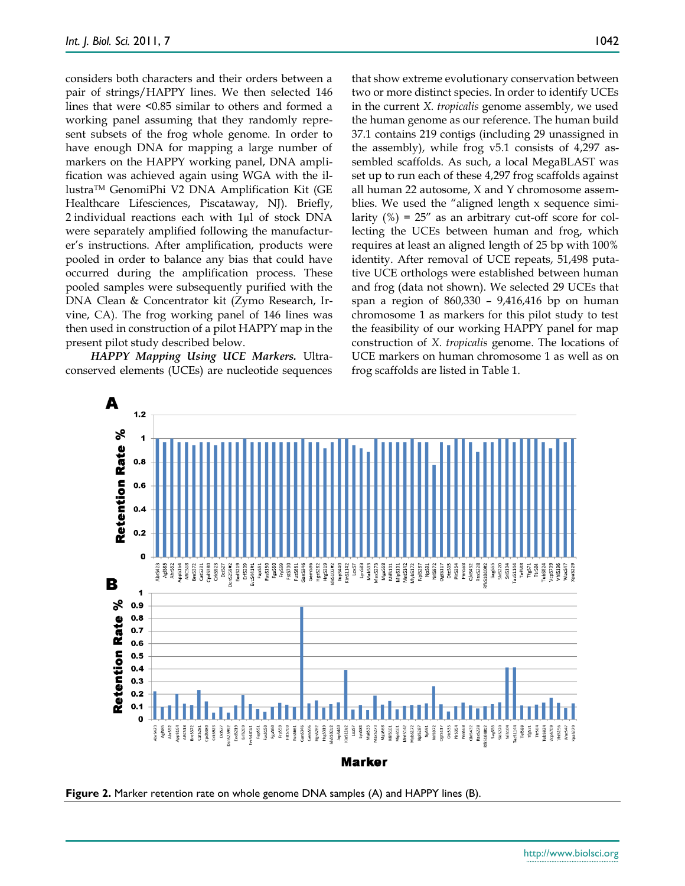considers both characters and their orders between a pair of strings/HAPPY lines. We then selected 146 lines that were <0.85 similar to others and formed a working panel assuming that they randomly represent subsets of the frog whole genome. In order to have enough DNA for mapping a large number of markers on the HAPPY working panel, DNA amplification was achieved again using WGA with the illustra™ GenomiPhi V2 DNA Amplification Kit (GE Healthcare Lifesciences, Piscataway, NJ). Briefly, 2 individual reactions each with 1µl of stock DNA were separately amplified following the manufacturer's instructions. After amplification, products were pooled in order to balance any bias that could have occurred during the amplification process. These pooled samples were subsequently purified with the DNA Clean & Concentrator kit (Zymo Research, Irvine, CA). The frog working panel of 146 lines was then used in construction of a pilot HAPPY map in the present pilot study described below.

***HAPPY Mapping Using UCE Markers.*** Ultraconserved elements (UCEs) are nucleotide sequences that show extreme evolutionary conservation between two or more distinct species. In order to identify UCEs in the current *X. tropicalis* genome assembly, we used the human genome as our reference. The human build 37.1 contains 219 contigs (including 29 unassigned in the assembly), while frog v5.1 consists of 4,297 assembled scaffolds. As such, a local MegaBLAST was set up to run each of these 4,297 frog scaffolds against all human 22 autosome, X and Y chromosome assemblies. We used the "aligned length x sequence similarity (%) = 25" as an arbitrary cut-off score for collecting the UCEs between human and frog, which requires at least an aligned length of 25 bp with 100% identity. After removal of UCE repeats, 51,498 putative UCE orthologs were established between human and frog (data not shown). We selected 29 UCEs that span a region of 860,330 – 9,416,416 bp on human chromosome 1 as markers for this pilot study to test the feasibility of our working HAPPY panel for map construction of *X. tropicalis* genome. The locations of UCE markers on human chromosome 1 as well as on frog scaffolds are listed in Table 1.

**Figure 2.** Marker retention rate on whole genome DNA samples (A) and HAPPY lines (B).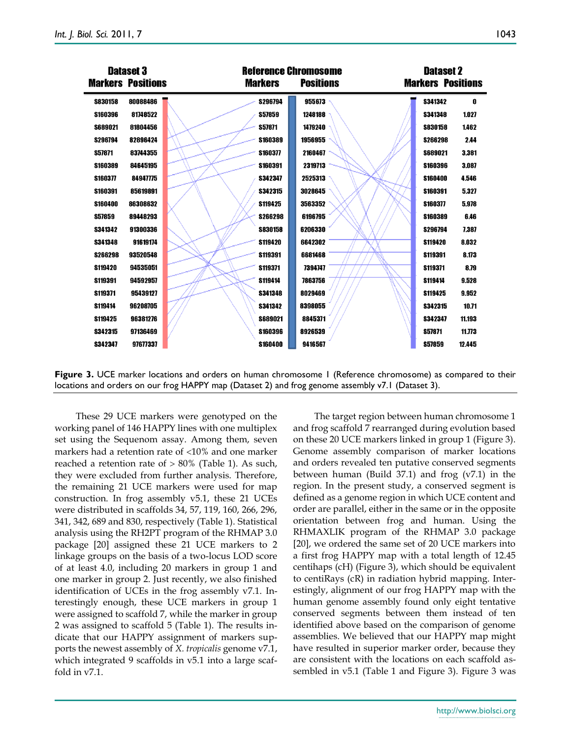| Dataset 3 Markers | Dataset 3 Positions | Reference Chromosome Markers | Reference Chromosome Positions | Dataset 2 Markers | Dataset 2 Positions |
|---|---|---|---|---|---|
| S830158 | 80088486 | S296794 | 955673 | S341342 | 0 |
| S160396 | 81748522 | S57859 | 1248188 | S341348 | 1.027 |
| S689021 | 81804456 | S57871 | 1479240 | S830158 | 1.462 |
| S296794 | 82896424 | S160389 | 1956955 | S266298 | 2.44 |
| S57871 | 83744355 | S160377 | 2160467 | S689021 | 3.381 |
| S160389 | 84645195 | S160391 | 2319713 | S160396 | 3.087 |
| S160377 | 84947775 | S342347 | 2525313 | S160400 | 4.546 |
| S160391 | 85619891 | S342315 | 3028645 | S160391 | 5.327 |
| S160400 | 86308632 | S119425 | 3563352 | S160377 | 5.978 |
| S57859 | 89448293 | S266298 | 6196795 | S160389 | 6.46 |
| S341342 | 91300336 | S830158 | 6206330 | S296794 | 7.387 |
| S341348 | 91619174 | S119420 | 6642302 | S119420 | 8.032 |
| S266298 | 93520548 | S119391 | 6681468 | S119391 | 8.173 |
| S119420 | 94535051 | S119371 | 7394747 | S119371 | 8.79 |
| S119391 | 94592957 | S119414 | 7863756 | S119414 | 9.528 |
| S119371 | 95439127 | S341348 | 8029469 | S119425 | 9.952 |
| S119414 | 96208705 | S341342 | 8398055 | S342315 | 10.71 |
| S119425 | 96381276 | S689021 | 8845371 | S342347 | 11.193 |
| S342315 | 97136469 | S160396 | 8926539 | S57871 | 11.773 |
| S342347 | 97677337 | S160400 | 9416567 | S57859 | 12.445 |

**Figure 3.** UCE marker locations and orders on human chromosome 1 (Reference chromosome) as compared to their locations and orders on our frog HAPPY map (Dataset 2) and frog genome assembly v7.1 (Dataset 3).

These 29 UCE markers were genotyped on the working panel of 146 HAPPY lines with one multiplex set using the Sequenom assay. Among them, seven markers had a retention rate of <10% and one marker reached a retention rate of > 80% (Table 1). As such, they were excluded from further analysis. Therefore, the remaining 21 UCE markers were used for map construction. In frog assembly v5.1, these 21 UCEs were distributed in scaffolds 34, 57, 119, 160, 266, 296, 341, 342, 689 and 830, respectively (Table 1). Statistical analysis using the RH2PT program of the RHMAP 3.0 package [20] assigned these 21 UCE markers to 2 linkage groups on the basis of a two-locus LOD score of at least 4.0, including 20 markers in group 1 and one marker in group 2. Just recently, we also finished identification of UCEs in the frog assembly v7.1. Interestingly enough, these UCE markers in group 1 were assigned to scaffold 7, while the marker in group 2 was assigned to scaffold 5 (Table 1). The results indicate that our HAPPY assignment of markers supports the newest assembly of *X. tropicalis* genome v7.1, which integrated 9 scaffolds in v5.1 into a large scaffold in v7.1.

The target region between human chromosome 1 and frog scaffold 7 rearranged during evolution based on these 20 UCE markers linked in group 1 (Figure 3). Genome assembly comparison of marker locations and orders revealed ten putative conserved segments between human (Build 37.1) and frog (v7.1) in the region. In the present study, a conserved segment is defined as a genome region in which UCE content and order are parallel, either in the same or in the opposite orientation between frog and human. Using the RHMAXLIK program of the RHMAP 3.0 package [20], we ordered the same set of 20 UCE markers into a first frog HAPPY map with a total length of 12.45 centihaps (cH) (Figure 3), which should be equivalent to centiRays (cR) in radiation hybrid mapping. Interestingly, alignment of our frog HAPPY map with the human genome assembly found only eight tentative conserved segments between them instead of ten identified above based on the comparison of genome assemblies. We believed that our HAPPY map might have resulted in superior marker order, because they are consistent with the locations on each scaffold assembled in v5.1 (Table 1 and Figure 3). Figure 3 was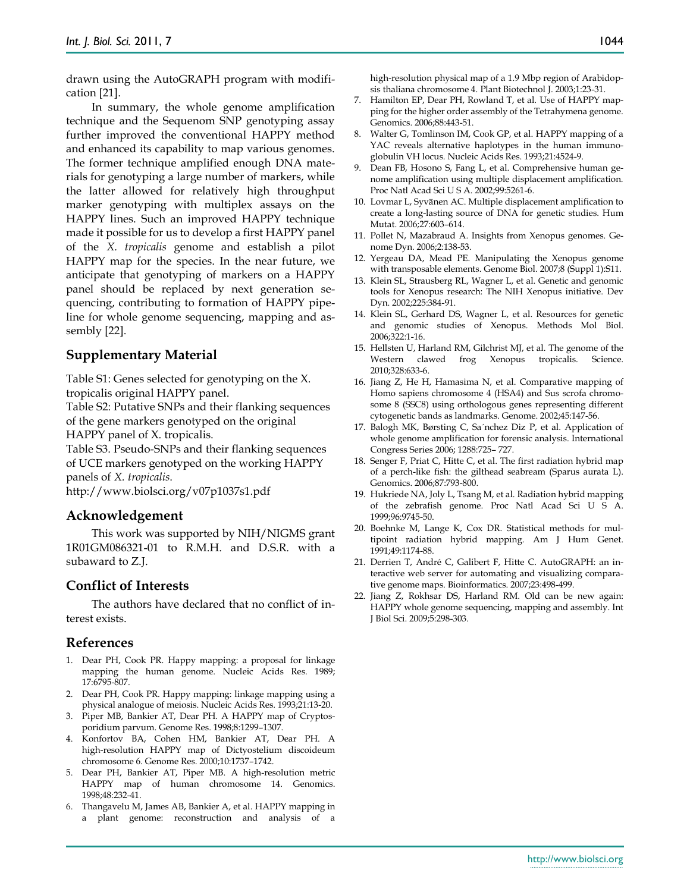drawn using the AutoGRAPH program with modification [21].

In summary, the whole genome amplification technique and the Sequenom SNP genotyping assay further improved the conventional HAPPY method and enhanced its capability to map various genomes. The former technique amplified enough DNA materials for genotyping a large number of markers, while the latter allowed for relatively high throughput marker genotyping with multiplex assays on the HAPPY lines. Such an improved HAPPY technique made it possible for us to develop a first HAPPY panel of the *X. tropicalis* genome and establish a pilot HAPPY map for the species. In the near future, we anticipate that genotyping of markers on a HAPPY panel should be replaced by next generation sequencing, contributing to formation of HAPPY pipeline for whole genome sequencing, mapping and assembly [22].

## Supplementary Material

Table S1: Genes selected for genotyping on the X. tropicalis original HAPPY panel.

Table S2: Putative SNPs and their flanking sequences of the gene markers genotyped on the original HAPPY panel of X. tropicalis.

Table S3. Pseudo-SNPs and their flanking sequences of UCE markers genotyped on the working HAPPY panels of *X. tropicalis*.

http://www.biolsci.org/v07p1037s1.pdf

## Acknowledgement

This work was supported by NIH/NIGMS grant 1R01GM086321-01 to R.M.H. and D.S.R. with a subaward to Z.J.

## Conflict of Interests

The authors have declared that no conflict of interest exists.

## References

1. Dear PH, Cook PR. Happy mapping: a proposal for linkage mapping the human genome. Nucleic Acids Res. 1989; 17:6795-807.
2. Dear PH, Cook PR. Happy mapping: linkage mapping using a physical analogue of meiosis. Nucleic Acids Res. 1993;21:13-20.
3. Piper MB, Bankier AT, Dear PH. A HAPPY map of Cryptosporidium parvum. Genome Res. 1998;8:1299–1307.
4. Konfortov BA, Cohen HM, Bankier AT, Dear PH. A high-resolution HAPPY map of Dictyostelium discoideum chromosome 6. Genome Res. 2000;10:1737–1742.
5. Dear PH, Bankier AT, Piper MB. A high-resolution metric HAPPY map of human chromosome 14. Genomics. 1998;48:232-41.
6. Thangavelu M, James AB, Bankier A, et al. HAPPY mapping in a plant genome: reconstruction and analysis of a high-resolution physical map of a 1.9 Mbp region of Arabidopsis thaliana chromosome 4. Plant Biotechnol J. 2003;1:23-31.
7. Hamilton EP, Dear PH, Rowland T, et al. Use of HAPPY mapping for the higher order assembly of the Tetrahymena genome. Genomics. 2006;88:443-51.
8. Walter G, Tomlinson IM, Cook GP, et al. HAPPY mapping of a YAC reveals alternative haplotypes in the human immunoglobulin VH locus. Nucleic Acids Res. 1993;21:4524-9.
9. Dean FB, Hosono S, Fang L, et al. Comprehensive human genome amplification using multiple displacement amplification. Proc Natl Acad Sci U S A. 2002;99:5261-6.
10. Lovmar L, Syvänen AC. Multiple displacement amplification to create a long-lasting source of DNA for genetic studies. Hum Mutat. 2006;27:603–614.
11. Pollet N, Mazabraud A. Insights from Xenopus genomes. Genome Dyn. 2006;2:138-53.
12. Yergeau DA, Mead PE. Manipulating the Xenopus genome with transposable elements. Genome Biol. 2007;8 (Suppl 1):S11.
13. Klein SL, Strausberg RL, Wagner L, et al. Genetic and genomic tools for Xenopus research: The NIH Xenopus initiative. Dev Dyn. 2002;225:384-91.
14. Klein SL, Gerhard DS, Wagner L, et al. Resources for genetic and genomic studies of Xenopus. Methods Mol Biol. 2006;322:1-16.
15. Hellsten U, Harland RM, Gilchrist MJ, et al. The genome of the Western clawed frog Xenopus tropicalis. Science. 2010;328:633-6.
16. Jiang Z, He H, Hamasima N, et al. Comparative mapping of Homo sapiens chromosome 4 (HSA4) and Sus scrofa chromosome 8 (SSC8) using orthologous genes representing different cytogenetic bands as landmarks. Genome. 2002;45:147-56.
17. Balogh MK, Børsting C, Sa´nchez Diz P, et al. Application of whole genome amplification for forensic analysis. International Congress Series 2006; 1288:725– 727.
18. Senger F, Priat C, Hitte C, et al. The first radiation hybrid map of a perch-like fish: the gilthead seabream (Sparus aurata L). Genomics. 2006;87:793-800.
19. Hukriede NA, Joly L, Tsang M, et al. Radiation hybrid mapping of the zebrafish genome. Proc Natl Acad Sci U S A. 1999;96:9745-50.
20. Boehnke M, Lange K, Cox DR. Statistical methods for multipoint radiation hybrid mapping. Am J Hum Genet. 1991;49:1174-88.
21. Derrien T, André C, Galibert F, Hitte C. AutoGRAPH: an interactive web server for automating and visualizing comparative genome maps. Bioinformatics. 2007;23:498-499.
22. Jiang Z, Rokhsar DS, Harland RM. Old can be new again: HAPPY whole genome sequencing, mapping and assembly. Int J Biol Sci. 2009;5:298-303.